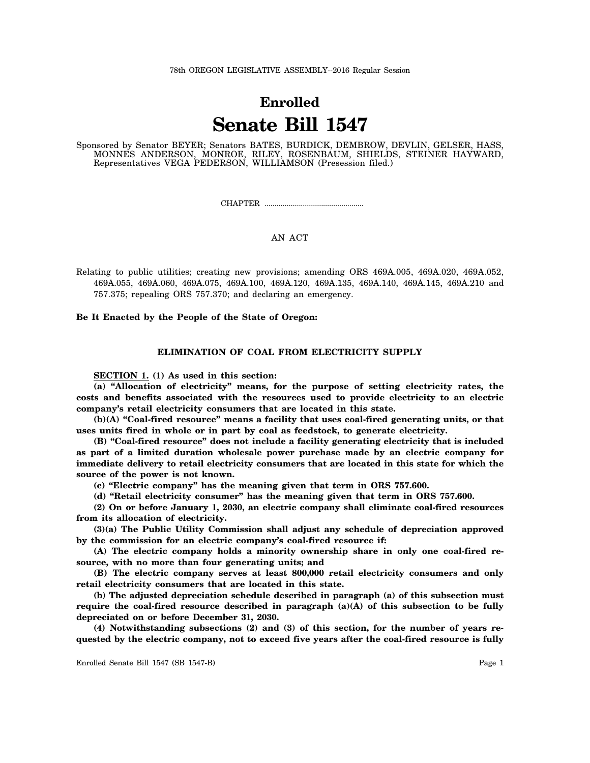78th OREGON LEGISLATIVE ASSEMBLY--2016 Regular Session

# Enrolled

# Senate Bill 1547

Sponsored by Senator BEYER; Senators BATES, BURDICK, DEMBROW, DEVLIN, GELSER, HASS, MONNES ANDERSON, MONROE, RILEY, ROSENBAUM, SHIELDS, STEINER HAYWARD, Representatives VEGA PEDERSON, WILLIAMSON (Presession filed.)

CHAPTER .................................................

AN ACT

Relating to public utilities; creating new provisions; amending ORS 469A.005, 469A.020, 469A.052, 469A.055, 469A.060, 469A.075, 469A.100, 469A.120, 469A.135, 469A.140, 469A.145, 469A.210 and 757.375; repealing ORS 757.370; and declaring an emergency.

**Be It Enacted by the People of the State of Oregon:**

## ELIMINATION OF COAL FROM ELECTRICITY SUPPLY

**SECTION 1. (1) As used in this section:**

**(a) "Allocation of electricity" means, for the purpose of setting electricity rates, the costs and benefits associated with the resources used to provide electricity to an electric company's retail electricity consumers that are located in this state.**

**(b)(A) "Coal-fired resource" means a facility that uses coal-fired generating units, or that uses units fired in whole or in part by coal as feedstock, to generate electricity.**

**(B) "Coal-fired resource" does not include a facility generating electricity that is included as part of a limited duration wholesale power purchase made by an electric company for immediate delivery to retail electricity consumers that are located in this state for which the source of the power is not known.**

**(c) "Electric company" has the meaning given that term in ORS 757.600.**

**(d) "Retail electricity consumer" has the meaning given that term in ORS 757.600.**

**(2) On or before January 1, 2030, an electric company shall eliminate coal-fired resources from its allocation of electricity.**

**(3)(a) The Public Utility Commission shall adjust any schedule of depreciation approved by the commission for an electric company's coal-fired resource if:**

**(A) The electric company holds a minority ownership share in only one coal-fired resource, with no more than four generating units; and**

**(B) The electric company serves at least 800,000 retail electricity consumers and only retail electricity consumers that are located in this state.**

**(b) The adjusted depreciation schedule described in paragraph (a) of this subsection must require the coal-fired resource described in paragraph (a)(A) of this subsection to be fully depreciated on or before December 31, 2030.**

**(4) Notwithstanding subsections (2) and (3) of this section, for the number of years requested by the electric company, not to exceed five years after the coal-fired resource is fully**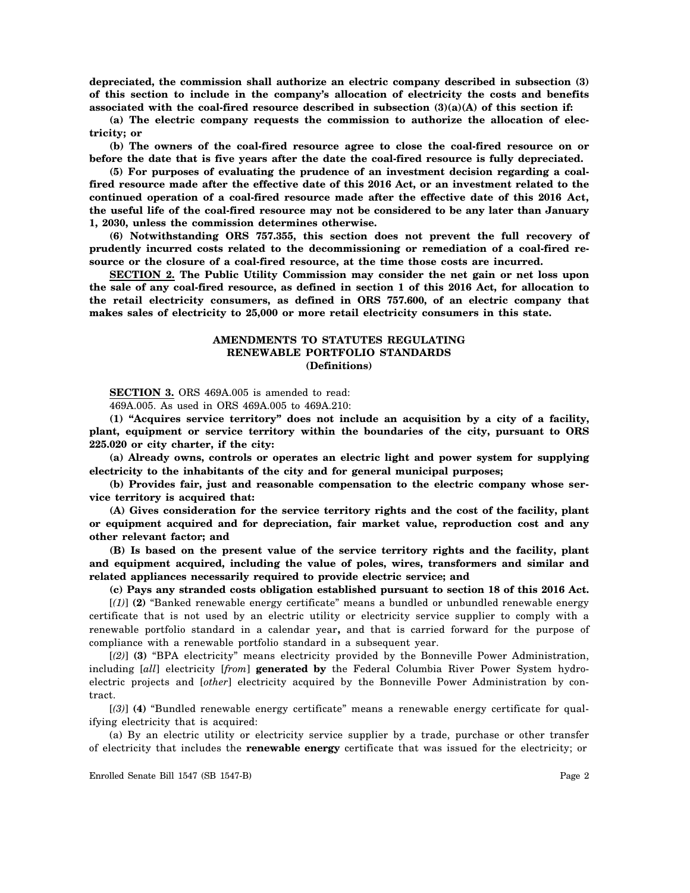**depreciated, the commission shall authorize an electric company described in subsection (3) of this section to include in the company's allocation of electricity the costs and benefits associated with the coal-fired resource described in subsection (3)(a)(A) of this section if:**

**(a) The electric company requests the commission to authorize the allocation of electricity; or**

**(b) The owners of the coal-fired resource agree to close the coal-fired resource on or before the date that is five years after the date the coal-fired resource is fully depreciated.**

**(5) For purposes of evaluating the prudence of an investment decision regarding a coal-fired resource made after the effective date of this 2016 Act, or an investment related to the continued operation of a coal-fired resource made after the effective date of this 2016 Act, the useful life of the coal-fired resource may not be considered to be any later than January 1, 2030, unless the commission determines otherwise.**

**(6) Notwithstanding ORS 757.355, this section does not prevent the full recovery of prudently incurred costs related to the decommissioning or remediation of a coal-fired resource or the closure of a coal-fired resource, at the time those costs are incurred.**

**SECTION 2. The Public Utility Commission may consider the net gain or net loss upon the sale of any coal-fired resource, as defined in section 1 of this 2016 Act, for allocation to the retail electricity consumers, as defined in ORS 757.600, of an electric company that makes sales of electricity to 25,000 or more retail electricity consumers in this state.**

## AMENDMENTS TO STATUTES REGULATING RENEWABLE PORTFOLIO STANDARDS (Definitions)

**SECTION 3.** ORS 469A.005 is amended to read:

469A.005. As used in ORS 469A.005 to 469A.210:

**(1) "Acquires service territory" does not include an acquisition by a city of a facility, plant, equipment or service territory within the boundaries of the city, pursuant to ORS 225.020 or city charter, if the city:**

**(a) Already owns, controls or operates an electric light and power system for supplying electricity to the inhabitants of the city and for general municipal purposes;**

**(b) Provides fair, just and reasonable compensation to the electric company whose service territory is acquired that:**

**(A) Gives consideration for the service territory rights and the cost of the facility, plant or equipment acquired and for depreciation, fair market value, reproduction cost and any other relevant factor; and**

**(B) Is based on the present value of the service territory rights and the facility, plant and equipment acquired, including the value of poles, wires, transformers and similar and related appliances necessarily required to provide electric service; and**

**(c) Pays any stranded costs obligation established pursuant to section 18 of this 2016 Act.**

[*(1)*] **(2)** "Banked renewable energy certificate" means a bundled or unbundled renewable energy certificate that is not used by an electric utility or electricity service supplier to comply with a renewable portfolio standard in a calendar year**,** and that is carried forward for the purpose of compliance with a renewable portfolio standard in a subsequent year.

[*(2)*] **(3)** "BPA electricity" means electricity provided by the Bonneville Power Administration, including [*all*] electricity [*from*] **generated by** the Federal Columbia River Power System hydroelectric projects and [*other*] electricity acquired by the Bonneville Power Administration by contract.

[*(3)*] **(4)** "Bundled renewable energy certificate" means a renewable energy certificate for qualifying electricity that is acquired:

(a) By an electric utility or electricity service supplier by a trade, purchase or other transfer of electricity that includes the **renewable energy** certificate that was issued for the electricity; or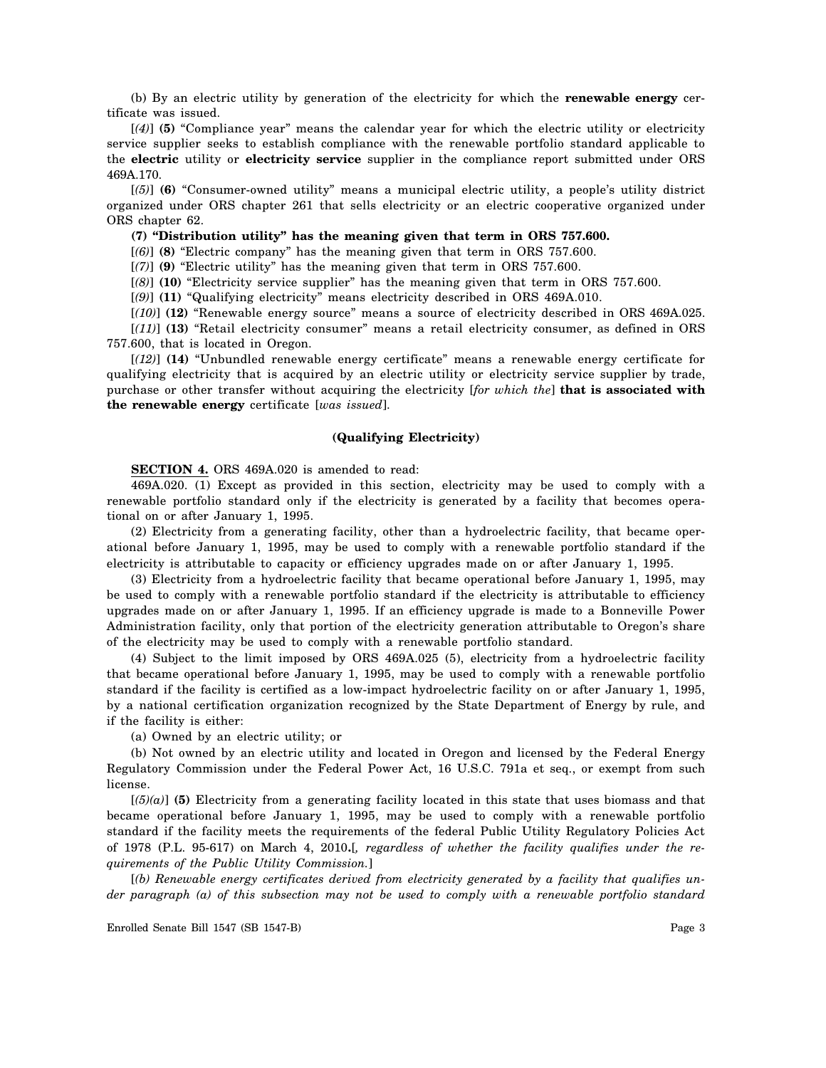(b) By an electric utility by generation of the electricity for which the **renewable energy** certificate was issued.

[*(4)*] **(5)** "Compliance year" means the calendar year for which the electric utility or electricity service supplier seeks to establish compliance with the renewable portfolio standard applicable to the **electric** utility or **electricity service** supplier in the compliance report submitted under ORS 469A.170.

[*(5)*] **(6)** "Consumer-owned utility" means a municipal electric utility, a people's utility district organized under ORS chapter 261 that sells electricity or an electric cooperative organized under ORS chapter 62.

**(7) "Distribution utility" has the meaning given that term in ORS 757.600.**

[*(6)*] **(8)** "Electric company" has the meaning given that term in ORS 757.600.

[*(7)*] **(9)** "Electric utility" has the meaning given that term in ORS 757.600.

[*(8)*] **(10)** "Electricity service supplier" has the meaning given that term in ORS 757.600.

[*(9)*] **(11)** "Qualifying electricity" means electricity described in ORS 469A.010.

[*(10)*] **(12)** "Renewable energy source" means a source of electricity described in ORS 469A.025.

[*(11)*] **(13)** "Retail electricity consumer" means a retail electricity consumer, as defined in ORS 757.600, that is located in Oregon.

[*(12)*] **(14)** "Unbundled renewable energy certificate" means a renewable energy certificate for qualifying electricity that is acquired by an electric utility or electricity service supplier by trade, purchase or other transfer without acquiring the electricity [*for which the*] **that is associated with the renewable energy** certificate [*was issued*].

**(Qualifying Electricity)**

**SECTION 4.** ORS 469A.020 is amended to read:

469A.020. (1) Except as provided in this section, electricity may be used to comply with a renewable portfolio standard only if the electricity is generated by a facility that becomes operational on or after January 1, 1995.

(2) Electricity from a generating facility, other than a hydroelectric facility, that became operational before January 1, 1995, may be used to comply with a renewable portfolio standard if the electricity is attributable to capacity or efficiency upgrades made on or after January 1, 1995.

(3) Electricity from a hydroelectric facility that became operational before January 1, 1995, may be used to comply with a renewable portfolio standard if the electricity is attributable to efficiency upgrades made on or after January 1, 1995. If an efficiency upgrade is made to a Bonneville Power Administration facility, only that portion of the electricity generation attributable to Oregon's share of the electricity may be used to comply with a renewable portfolio standard.

(4) Subject to the limit imposed by ORS 469A.025 (5), electricity from a hydroelectric facility that became operational before January 1, 1995, may be used to comply with a renewable portfolio standard if the facility is certified as a low-impact hydroelectric facility on or after January 1, 1995, by a national certification organization recognized by the State Department of Energy by rule, and if the facility is either:

(a) Owned by an electric utility; or

(b) Not owned by an electric utility and located in Oregon and licensed by the Federal Energy Regulatory Commission under the Federal Power Act, 16 U.S.C. 791a et seq., or exempt from such license.

[*(5)(a)*] **(5)** Electricity from a generating facility located in this state that uses biomass and that became operational before January 1, 1995, may be used to comply with a renewable portfolio standard if the facility meets the requirements of the federal Public Utility Regulatory Policies Act of 1978 (P.L. 95-617) on March 4, 2010**.**[*, regardless of whether the facility qualifies under the requirements of the Public Utility Commission.*]

[*(b) Renewable energy certificates derived from electricity generated by a facility that qualifies under paragraph (a) of this subsection may not be used to comply with a renewable portfolio standard*

Enrolled Senate Bill 1547 (SB 1547-B)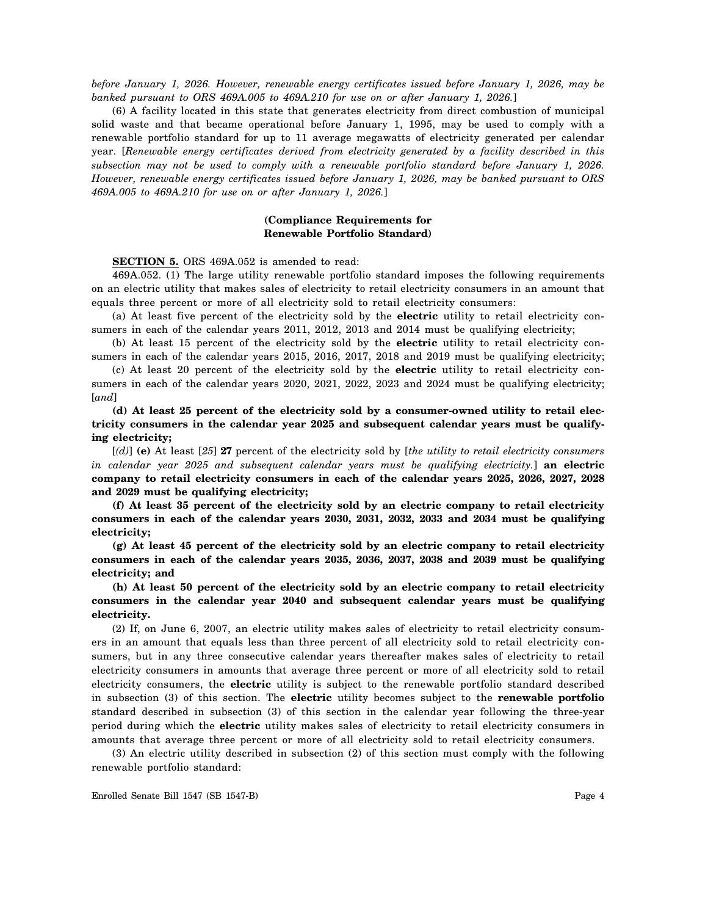*before January 1, 2026. However, renewable energy certificates issued before January 1, 2026, may be banked pursuant to ORS 469A.005 to 469A.210 for use on or after January 1, 2026.*]

(6) A facility located in this state that generates electricity from direct combustion of municipal solid waste and that became operational before January 1, 1995, may be used to comply with a renewable portfolio standard for up to 11 average megawatts of electricity generated per calendar year. [*Renewable energy certificates derived from electricity generated by a facility described in this subsection may not be used to comply with a renewable portfolio standard before January 1, 2026. However, renewable energy certificates issued before January 1, 2026, may be banked pursuant to ORS 469A.005 to 469A.210 for use on or after January 1, 2026.*]

**(Compliance Requirements for Renewable Portfolio Standard)**

**SECTION 5.** ORS 469A.052 is amended to read:

469A.052. (1) The large utility renewable portfolio standard imposes the following requirements on an electric utility that makes sales of electricity to retail electricity consumers in an amount that equals three percent or more of all electricity sold to retail electricity consumers:

(a) At least five percent of the electricity sold by the **electric** utility to retail electricity consumers in each of the calendar years 2011, 2012, 2013 and 2014 must be qualifying electricity;

(b) At least 15 percent of the electricity sold by the **electric** utility to retail electricity consumers in each of the calendar years 2015, 2016, 2017, 2018 and 2019 must be qualifying electricity;

(c) At least 20 percent of the electricity sold by the **electric** utility to retail electricity consumers in each of the calendar years 2020, 2021, 2022, 2023 and 2024 must be qualifying electricity; [*and*]

**(d) At least 25 percent of the electricity sold by a consumer-owned utility to retail electricity consumers in the calendar year 2025 and subsequent calendar years must be qualifying electricity;**

[*(d)*] **(e)** At least [*25*] **27** percent of the electricity sold by [*the utility to retail electricity consumers in calendar year 2025 and subsequent calendar years must be qualifying electricity.*] **an electric company to retail electricity consumers in each of the calendar years 2025, 2026, 2027, 2028 and 2029 must be qualifying electricity;**

**(f) At least 35 percent of the electricity sold by an electric company to retail electricity consumers in each of the calendar years 2030, 2031, 2032, 2033 and 2034 must be qualifying electricity;**

**(g) At least 45 percent of the electricity sold by an electric company to retail electricity consumers in each of the calendar years 2035, 2036, 2037, 2038 and 2039 must be qualifying electricity; and**

**(h) At least 50 percent of the electricity sold by an electric company to retail electricity consumers in the calendar year 2040 and subsequent calendar years must be qualifying electricity.**

(2) If, on June 6, 2007, an electric utility makes sales of electricity to retail electricity consumers in an amount that equals less than three percent of all electricity sold to retail electricity consumers, but in any three consecutive calendar years thereafter makes sales of electricity to retail electricity consumers in amounts that average three percent or more of all electricity sold to retail electricity consumers, the **electric** utility is subject to the renewable portfolio standard described in subsection (3) of this section. The **electric** utility becomes subject to the **renewable portfolio** standard described in subsection (3) of this section in the calendar year following the three-year period during which the **electric** utility makes sales of electricity to retail electricity consumers in amounts that average three percent or more of all electricity sold to retail electricity consumers.

(3) An electric utility described in subsection (2) of this section must comply with the following renewable portfolio standard: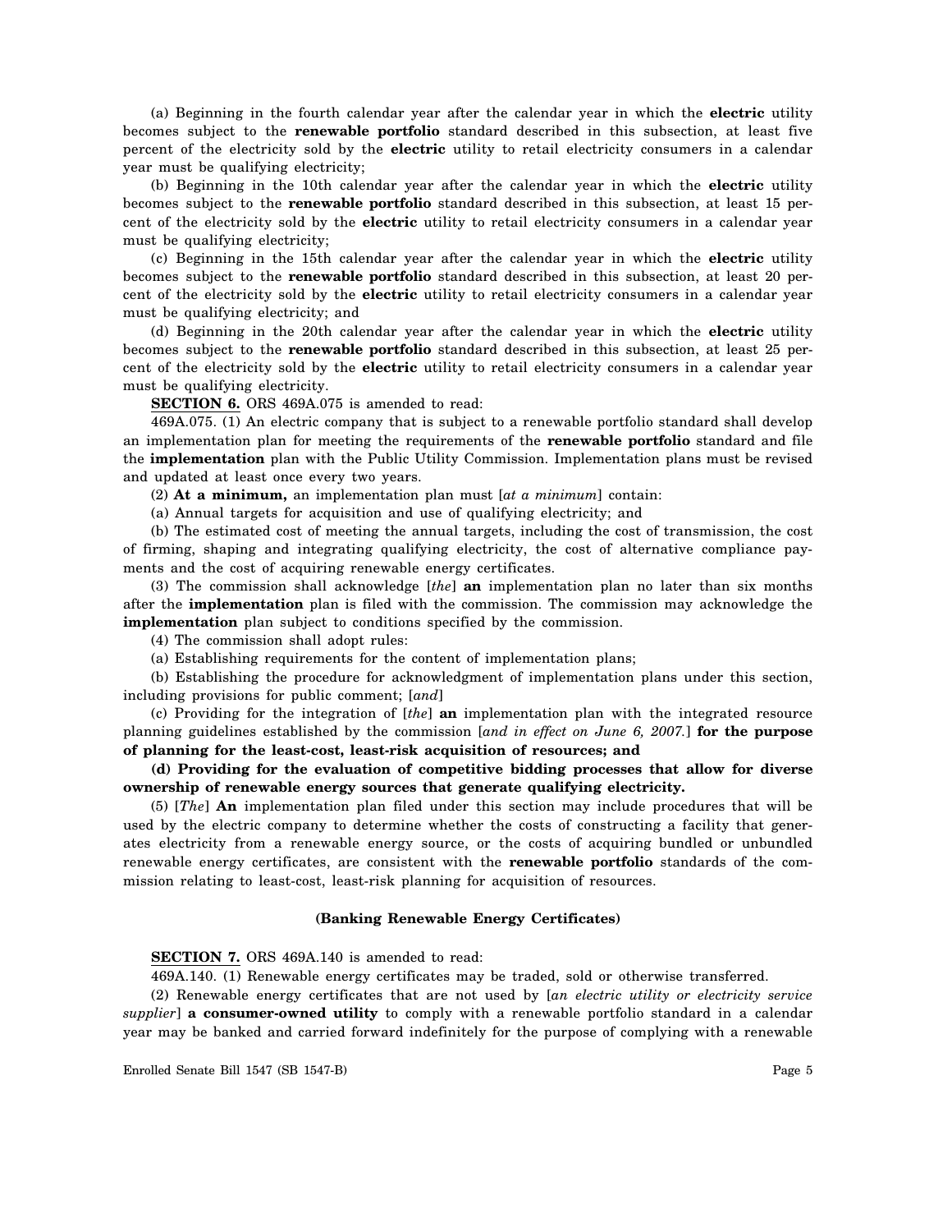(a) Beginning in the fourth calendar year after the calendar year in which the **electric** utility becomes subject to the **renewable portfolio** standard described in this subsection, at least five percent of the electricity sold by the **electric** utility to retail electricity consumers in a calendar year must be qualifying electricity;

(b) Beginning in the 10th calendar year after the calendar year in which the **electric** utility becomes subject to the **renewable portfolio** standard described in this subsection, at least 15 percent of the electricity sold by the **electric** utility to retail electricity consumers in a calendar year must be qualifying electricity;

(c) Beginning in the 15th calendar year after the calendar year in which the **electric** utility becomes subject to the **renewable portfolio** standard described in this subsection, at least 20 percent of the electricity sold by the **electric** utility to retail electricity consumers in a calendar year must be qualifying electricity; and

(d) Beginning in the 20th calendar year after the calendar year in which the **electric** utility becomes subject to the **renewable portfolio** standard described in this subsection, at least 25 percent of the electricity sold by the **electric** utility to retail electricity consumers in a calendar year must be qualifying electricity.

**SECTION 6.** ORS 469A.075 is amended to read:

469A.075. (1) An electric company that is subject to a renewable portfolio standard shall develop an implementation plan for meeting the requirements of the **renewable portfolio** standard and file the **implementation** plan with the Public Utility Commission. Implementation plans must be revised and updated at least once every two years.

(2) **At a minimum,** an implementation plan must [*at a minimum*] contain:

(a) Annual targets for acquisition and use of qualifying electricity; and

(b) The estimated cost of meeting the annual targets, including the cost of transmission, the cost of firming, shaping and integrating qualifying electricity, the cost of alternative compliance payments and the cost of acquiring renewable energy certificates.

(3) The commission shall acknowledge [*the*] **an** implementation plan no later than six months after the **implementation** plan is filed with the commission. The commission may acknowledge the **implementation** plan subject to conditions specified by the commission.

(4) The commission shall adopt rules:

(a) Establishing requirements for the content of implementation plans;

(b) Establishing the procedure for acknowledgment of implementation plans under this section, including provisions for public comment; [*and*]

(c) Providing for the integration of [*the*] **an** implementation plan with the integrated resource planning guidelines established by the commission [*and in effect on June 6, 2007.*] **for the purpose of planning for the least-cost, least-risk acquisition of resources; and**

**(d) Providing for the evaluation of competitive bidding processes that allow for diverse ownership of renewable energy sources that generate qualifying electricity.**

(5) [*The*] **An** implementation plan filed under this section may include procedures that will be used by the electric company to determine whether the costs of constructing a facility that generates electricity from a renewable energy source, or the costs of acquiring bundled or unbundled renewable energy certificates, are consistent with the **renewable portfolio** standards of the commission relating to least-cost, least-risk planning for acquisition of resources.

**(Banking Renewable Energy Certificates)**

**SECTION 7.** ORS 469A.140 is amended to read:

469A.140. (1) Renewable energy certificates may be traded, sold or otherwise transferred.

(2) Renewable energy certificates that are not used by [*an electric utility or electricity service supplier*] **a consumer-owned utility** to comply with a renewable portfolio standard in a calendar year may be banked and carried forward indefinitely for the purpose of complying with a renewable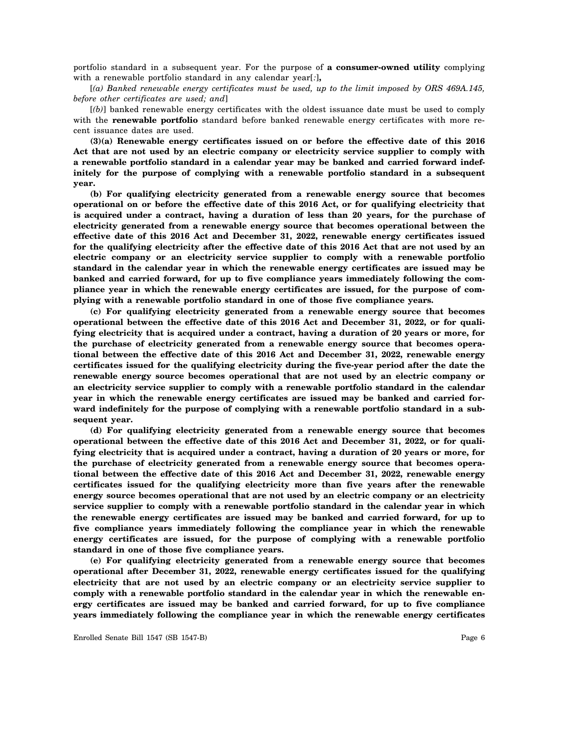portfolio standard in a subsequent year. For the purpose of **a consumer-owned utility** complying with a renewable portfolio standard in any calendar year[*:*]**,**

[*(a) Banked renewable energy certificates must be used, up to the limit imposed by ORS 469A.145, before other certificates are used; and*]

[*(b)*] banked renewable energy certificates with the oldest issuance date must be used to comply with the **renewable portfolio** standard before banked renewable energy certificates with more recent issuance dates are used.

**(3)(a) Renewable energy certificates issued on or before the effective date of this 2016 Act that are not used by an electric company or electricity service supplier to comply with a renewable portfolio standard in a calendar year may be banked and carried forward indefinitely for the purpose of complying with a renewable portfolio standard in a subsequent year.**

**(b) For qualifying electricity generated from a renewable energy source that becomes operational on or before the effective date of this 2016 Act, or for qualifying electricity that is acquired under a contract, having a duration of less than 20 years, for the purchase of electricity generated from a renewable energy source that becomes operational between the effective date of this 2016 Act and December 31, 2022, renewable energy certificates issued for the qualifying electricity after the effective date of this 2016 Act that are not used by an electric company or an electricity service supplier to comply with a renewable portfolio standard in the calendar year in which the renewable energy certificates are issued may be banked and carried forward, for up to five compliance years immediately following the compliance year in which the renewable energy certificates are issued, for the purpose of complying with a renewable portfolio standard in one of those five compliance years.**

**(c) For qualifying electricity generated from a renewable energy source that becomes operational between the effective date of this 2016 Act and December 31, 2022, or for qualifying electricity that is acquired under a contract, having a duration of 20 years or more, for the purchase of electricity generated from a renewable energy source that becomes operational between the effective date of this 2016 Act and December 31, 2022, renewable energy certificates issued for the qualifying electricity during the five-year period after the date the renewable energy source becomes operational that are not used by an electric company or an electricity service supplier to comply with a renewable portfolio standard in the calendar year in which the renewable energy certificates are issued may be banked and carried forward indefinitely for the purpose of complying with a renewable portfolio standard in a subsequent year.**

**(d) For qualifying electricity generated from a renewable energy source that becomes operational between the effective date of this 2016 Act and December 31, 2022, or for qualifying electricity that is acquired under a contract, having a duration of 20 years or more, for the purchase of electricity generated from a renewable energy source that becomes operational between the effective date of this 2016 Act and December 31, 2022, renewable energy certificates issued for the qualifying electricity more than five years after the renewable energy source becomes operational that are not used by an electric company or an electricity service supplier to comply with a renewable portfolio standard in the calendar year in which the renewable energy certificates are issued may be banked and carried forward, for up to five compliance years immediately following the compliance year in which the renewable energy certificates are issued, for the purpose of complying with a renewable portfolio standard in one of those five compliance years.**

**(e) For qualifying electricity generated from a renewable energy source that becomes operational after December 31, 2022, renewable energy certificates issued for the qualifying electricity that are not used by an electric company or an electricity service supplier to comply with a renewable portfolio standard in the calendar year in which the renewable energy certificates are issued may be banked and carried forward, for up to five compliance years immediately following the compliance year in which the renewable energy certificates**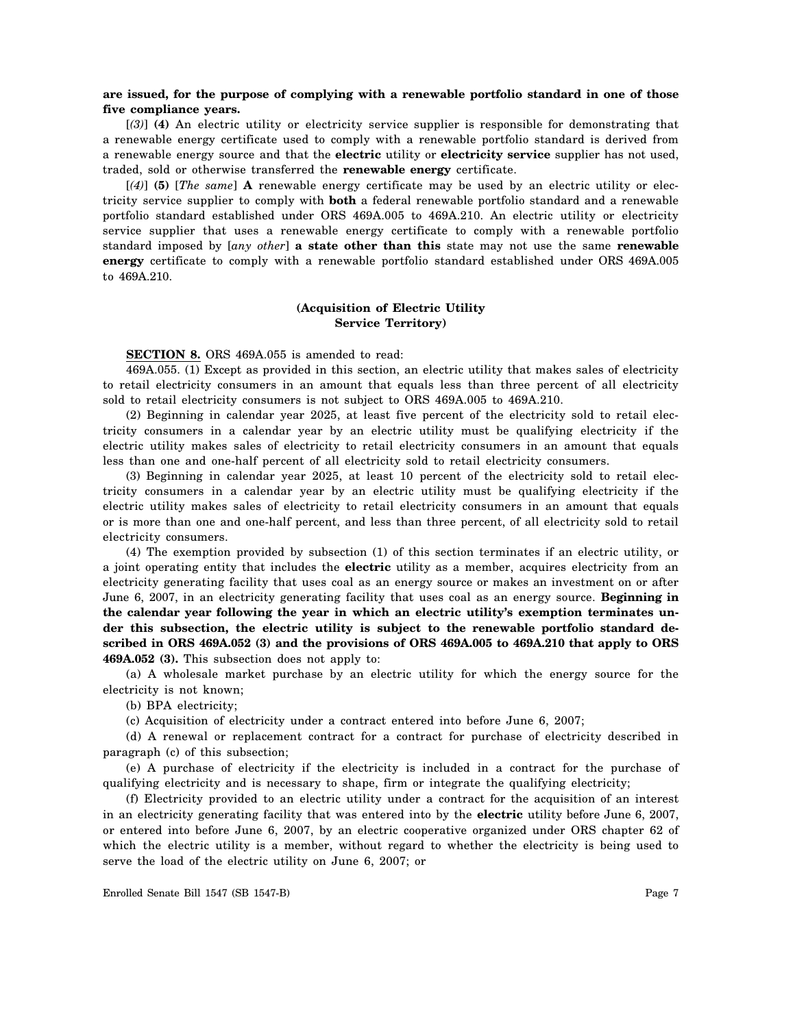**are issued, for the purpose of complying with a renewable portfolio standard in one of those five compliance years.**

[*(3)*] **(4)** An electric utility or electricity service supplier is responsible for demonstrating that a renewable energy certificate used to comply with a renewable portfolio standard is derived from a renewable energy source and that the **electric** utility or **electricity service** supplier has not used, traded, sold or otherwise transferred the **renewable energy** certificate.

[*(4)*] **(5)** [*The same*] **A** renewable energy certificate may be used by an electric utility or electricity service supplier to comply with **both** a federal renewable portfolio standard and a renewable portfolio standard established under ORS 469A.005 to 469A.210. An electric utility or electricity service supplier that uses a renewable energy certificate to comply with a renewable portfolio standard imposed by [*any other*] **a state other than this** state may not use the same **renewable energy** certificate to comply with a renewable portfolio standard established under ORS 469A.005 to 469A.210.

**(Acquisition of Electric Utility Service Territory)**

**SECTION 8.** ORS 469A.055 is amended to read:

469A.055. (1) Except as provided in this section, an electric utility that makes sales of electricity to retail electricity consumers in an amount that equals less than three percent of all electricity sold to retail electricity consumers is not subject to ORS 469A.005 to 469A.210.

(2) Beginning in calendar year 2025, at least five percent of the electricity sold to retail electricity consumers in a calendar year by an electric utility must be qualifying electricity if the electric utility makes sales of electricity to retail electricity consumers in an amount that equals less than one and one-half percent of all electricity sold to retail electricity consumers.

(3) Beginning in calendar year 2025, at least 10 percent of the electricity sold to retail electricity consumers in a calendar year by an electric utility must be qualifying electricity if the electric utility makes sales of electricity to retail electricity consumers in an amount that equals or is more than one and one-half percent, and less than three percent, of all electricity sold to retail electricity consumers.

(4) The exemption provided by subsection (1) of this section terminates if an electric utility, or a joint operating entity that includes the **electric** utility as a member, acquires electricity from an electricity generating facility that uses coal as an energy source or makes an investment on or after June 6, 2007, in an electricity generating facility that uses coal as an energy source. **Beginning in the calendar year following the year in which an electric utility's exemption terminates under this subsection, the electric utility is subject to the renewable portfolio standard described in ORS 469A.052 (3) and the provisions of ORS 469A.005 to 469A.210 that apply to ORS 469A.052 (3).** This subsection does not apply to:

(a) A wholesale market purchase by an electric utility for which the energy source for the electricity is not known;

(b) BPA electricity;

(c) Acquisition of electricity under a contract entered into before June 6, 2007;

(d) A renewal or replacement contract for a contract for purchase of electricity described in paragraph (c) of this subsection;

(e) A purchase of electricity if the electricity is included in a contract for the purchase of qualifying electricity and is necessary to shape, firm or integrate the qualifying electricity;

(f) Electricity provided to an electric utility under a contract for the acquisition of an interest in an electricity generating facility that was entered into by the **electric** utility before June 6, 2007, or entered into before June 6, 2007, by an electric cooperative organized under ORS chapter 62 of which the electric utility is a member, without regard to whether the electricity is being used to serve the load of the electric utility on June 6, 2007; or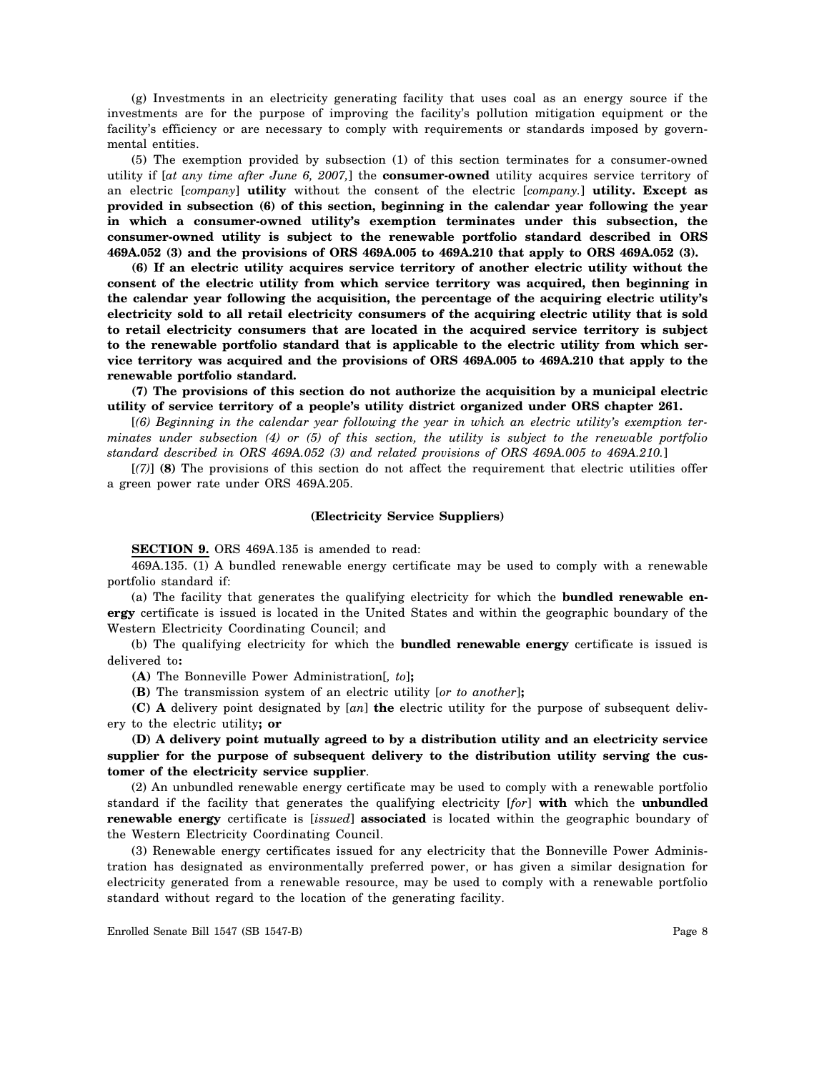(g) Investments in an electricity generating facility that uses coal as an energy source if the investments are for the purpose of improving the facility's pollution mitigation equipment or the facility's efficiency or are necessary to comply with requirements or standards imposed by governmental entities.

(5) The exemption provided by subsection (1) of this section terminates for a consumer-owned utility if [*at any time after June 6, 2007,*] the **consumer-owned** utility acquires service territory of an electric [*company*] **utility** without the consent of the electric [*company.*] **utility. Except as provided in subsection (6) of this section, beginning in the calendar year following the year in which a consumer-owned utility's exemption terminates under this subsection, the consumer-owned utility is subject to the renewable portfolio standard described in ORS 469A.052 (3) and the provisions of ORS 469A.005 to 469A.210 that apply to ORS 469A.052 (3).**

**(6) If an electric utility acquires service territory of another electric utility without the consent of the electric utility from which service territory was acquired, then beginning in the calendar year following the acquisition, the percentage of the acquiring electric utility's electricity sold to all retail electricity consumers of the acquiring electric utility that is sold to retail electricity consumers that are located in the acquired service territory is subject to the renewable portfolio standard that is applicable to the electric utility from which service territory was acquired and the provisions of ORS 469A.005 to 469A.210 that apply to the renewable portfolio standard.**

**(7) The provisions of this section do not authorize the acquisition by a municipal electric utility of service territory of a people's utility district organized under ORS chapter 261.**

[*(6) Beginning in the calendar year following the year in which an electric utility's exemption terminates under subsection (4) or (5) of this section, the utility is subject to the renewable portfolio standard described in ORS 469A.052 (3) and related provisions of ORS 469A.005 to 469A.210.*]

[*(7)*] **(8)** The provisions of this section do not affect the requirement that electric utilities offer a green power rate under ORS 469A.205.

**(Electricity Service Suppliers)**

**SECTION 9.** ORS 469A.135 is amended to read:

469A.135. (1) A bundled renewable energy certificate may be used to comply with a renewable portfolio standard if:

(a) The facility that generates the qualifying electricity for which the **bundled renewable energy** certificate is issued is located in the United States and within the geographic boundary of the Western Electricity Coordinating Council; and

(b) The qualifying electricity for which the **bundled renewable energy** certificate is issued is delivered to**:**

**(A)** The Bonneville Power Administration[*, to*]**;**

**(B)** The transmission system of an electric utility [*or to another*]**;**

**(C) A** delivery point designated by [*an*] **the** electric utility for the purpose of subsequent delivery to the electric utility**; or**

**(D) A delivery point mutually agreed to by a distribution utility and an electricity service supplier for the purpose of subsequent delivery to the distribution utility serving the customer of the electricity service supplier**.

(2) An unbundled renewable energy certificate may be used to comply with a renewable portfolio standard if the facility that generates the qualifying electricity [*for*] **with** which the **unbundled renewable energy** certificate is [*issued*] **associated** is located within the geographic boundary of the Western Electricity Coordinating Council.

(3) Renewable energy certificates issued for any electricity that the Bonneville Power Administration has designated as environmentally preferred power, or has given a similar designation for electricity generated from a renewable resource, may be used to comply with a renewable portfolio standard without regard to the location of the generating facility.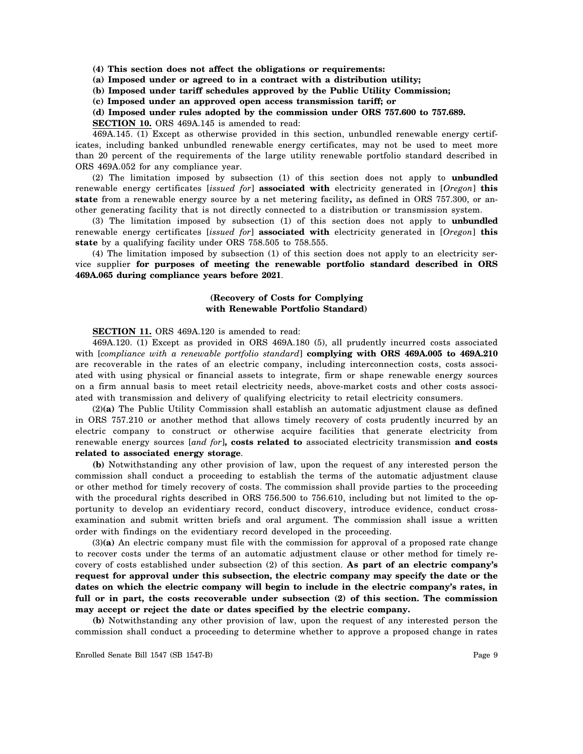**(4) This section does not affect the obligations or requirements:**

**(a) Imposed under or agreed to in a contract with a distribution utility;**

**(b) Imposed under tariff schedules approved by the Public Utility Commission;**

**(c) Imposed under an approved open access transmission tariff; or**

**(d) Imposed under rules adopted by the commission under ORS 757.600 to 757.689.**

**SECTION 10.** ORS 469A.145 is amended to read:

469A.145. (1) Except as otherwise provided in this section, unbundled renewable energy certificates, including banked unbundled renewable energy certificates, may not be used to meet more than 20 percent of the requirements of the large utility renewable portfolio standard described in ORS 469A.052 for any compliance year.

(2) The limitation imposed by subsection (1) of this section does not apply to **unbundled** renewable energy certificates [*issued for*] **associated with** electricity generated in [*Oregon*] **this state** from a renewable energy source by a net metering facility**,** as defined in ORS 757.300, or another generating facility that is not directly connected to a distribution or transmission system.

(3) The limitation imposed by subsection (1) of this section does not apply to **unbundled** renewable energy certificates [*issued for*] **associated with** electricity generated in [*Oregon*] **this state** by a qualifying facility under ORS 758.505 to 758.555.

(4) The limitation imposed by subsection (1) of this section does not apply to an electricity service supplier **for purposes of meeting the renewable portfolio standard described in ORS 469A.065 during compliance years before 2021**.

**(Recovery of Costs for Complying with Renewable Portfolio Standard)**

**SECTION 11.** ORS 469A.120 is amended to read:

469A.120. (1) Except as provided in ORS 469A.180 (5), all prudently incurred costs associated with [*compliance with a renewable portfolio standard*] **complying with ORS 469A.005 to 469A.210** are recoverable in the rates of an electric company, including interconnection costs, costs associated with using physical or financial assets to integrate, firm or shape renewable energy sources on a firm annual basis to meet retail electricity needs, above-market costs and other costs associated with transmission and delivery of qualifying electricity to retail electricity consumers.

(2)**(a)** The Public Utility Commission shall establish an automatic adjustment clause as defined in ORS 757.210 or another method that allows timely recovery of costs prudently incurred by an electric company to construct or otherwise acquire facilities that generate electricity from renewable energy sources [*and for*]**, costs related to** associated electricity transmission **and costs related to associated energy storage**.

**(b)** Notwithstanding any other provision of law, upon the request of any interested person the commission shall conduct a proceeding to establish the terms of the automatic adjustment clause or other method for timely recovery of costs. The commission shall provide parties to the proceeding with the procedural rights described in ORS 756.500 to 756.610, including but not limited to the opportunity to develop an evidentiary record, conduct discovery, introduce evidence, conduct cross-examination and submit written briefs and oral argument. The commission shall issue a written order with findings on the evidentiary record developed in the proceeding.

(3)**(a)** An electric company must file with the commission for approval of a proposed rate change to recover costs under the terms of an automatic adjustment clause or other method for timely recovery of costs established under subsection (2) of this section. **As part of an electric company's request for approval under this subsection, the electric company may specify the date or the dates on which the electric company will begin to include in the electric company's rates, in full or in part, the costs recoverable under subsection (2) of this section. The commission may accept or reject the date or dates specified by the electric company.**

**(b)** Notwithstanding any other provision of law, upon the request of any interested person the commission shall conduct a proceeding to determine whether to approve a proposed change in rates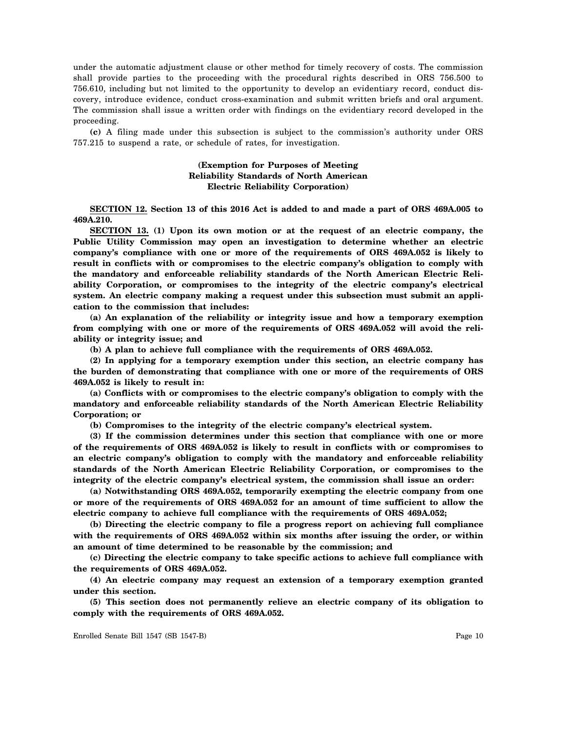under the automatic adjustment clause or other method for timely recovery of costs. The commission shall provide parties to the proceeding with the procedural rights described in ORS 756.500 to 756.610, including but not limited to the opportunity to develop an evidentiary record, conduct discovery, introduce evidence, conduct cross-examination and submit written briefs and oral argument. The commission shall issue a written order with findings on the evidentiary record developed in the proceeding.

**(c)** A filing made under this subsection is subject to the commission's authority under ORS 757.215 to suspend a rate, or schedule of rates, for investigation.

### (Exemption for Purposes of Meeting Reliability Standards of North American Electric Reliability Corporation)

**SECTION 12. Section 13 of this 2016 Act is added to and made a part of ORS 469A.005 to 469A.210.**

**SECTION 13. (1) Upon its own motion or at the request of an electric company, the Public Utility Commission may open an investigation to determine whether an electric company's compliance with one or more of the requirements of ORS 469A.052 is likely to result in conflicts with or compromises to the electric company's obligation to comply with the mandatory and enforceable reliability standards of the North American Electric Reliability Corporation, or compromises to the integrity of the electric company's electrical system. An electric company making a request under this subsection must submit an application to the commission that includes:**

**(a) An explanation of the reliability or integrity issue and how a temporary exemption from complying with one or more of the requirements of ORS 469A.052 will avoid the reliability or integrity issue; and**

**(b) A plan to achieve full compliance with the requirements of ORS 469A.052.**

**(2) In applying for a temporary exemption under this section, an electric company has the burden of demonstrating that compliance with one or more of the requirements of ORS 469A.052 is likely to result in:**

**(a) Conflicts with or compromises to the electric company's obligation to comply with the mandatory and enforceable reliability standards of the North American Electric Reliability Corporation; or**

**(b) Compromises to the integrity of the electric company's electrical system.**

**(3) If the commission determines under this section that compliance with one or more of the requirements of ORS 469A.052 is likely to result in conflicts with or compromises to an electric company's obligation to comply with the mandatory and enforceable reliability standards of the North American Electric Reliability Corporation, or compromises to the integrity of the electric company's electrical system, the commission shall issue an order:**

**(a) Notwithstanding ORS 469A.052, temporarily exempting the electric company from one or more of the requirements of ORS 469A.052 for an amount of time sufficient to allow the electric company to achieve full compliance with the requirements of ORS 469A.052;**

**(b) Directing the electric company to file a progress report on achieving full compliance with the requirements of ORS 469A.052 within six months after issuing the order, or within an amount of time determined to be reasonable by the commission; and**

**(c) Directing the electric company to take specific actions to achieve full compliance with the requirements of ORS 469A.052.**

**(4) An electric company may request an extension of a temporary exemption granted under this section.**

**(5) This section does not permanently relieve an electric company of its obligation to comply with the requirements of ORS 469A.052.**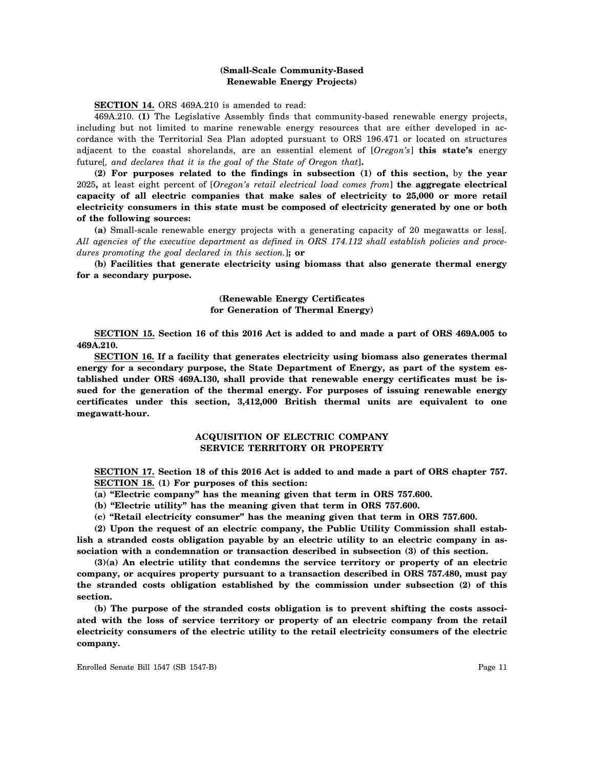**(Small-Scale Community-Based Renewable Energy Projects)**

**SECTION 14.** ORS 469A.210 is amended to read:

469A.210. **(1)** The Legislative Assembly finds that community-based renewable energy projects, including but not limited to marine renewable energy resources that are either developed in accordance with the Territorial Sea Plan adopted pursuant to ORS 196.471 or located on structures adjacent to the coastal shorelands, are an essential element of [*Oregon's*] **this state's** energy future[*, and declares that it is the goal of the State of Oregon that*]**.**

**(2) For purposes related to the findings in subsection (1) of this section,** by **the year** 2025**,** at least eight percent of [*Oregon's retail electrical load comes from*] **the aggregate electrical capacity of all electric companies that make sales of electricity to 25,000 or more retail electricity consumers in this state must be composed of electricity generated by one or both of the following sources:**

**(a)** Small-scale renewable energy projects with a generating capacity of 20 megawatts or less[*. All agencies of the executive department as defined in ORS 174.112 shall establish policies and procedures promoting the goal declared in this section.*]**; or**

**(b) Facilities that generate electricity using biomass that also generate thermal energy for a secondary purpose.**

**(Renewable Energy Certificates for Generation of Thermal Energy)**

**SECTION 15. Section 16 of this 2016 Act is added to and made a part of ORS 469A.005 to 469A.210.**

**SECTION 16. If a facility that generates electricity using biomass also generates thermal energy for a secondary purpose, the State Department of Energy, as part of the system established under ORS 469A.130, shall provide that renewable energy certificates must be issued for the generation of the thermal energy. For purposes of issuing renewable energy certificates under this section, 3,412,000 British thermal units are equivalent to one megawatt-hour.**

**ACQUISITION OF ELECTRIC COMPANY SERVICE TERRITORY OR PROPERTY**

**SECTION 17. Section 18 of this 2016 Act is added to and made a part of ORS chapter 757.**

**SECTION 18. (1) For purposes of this section:**

**(a) "Electric company" has the meaning given that term in ORS 757.600.**

**(b) "Electric utility" has the meaning given that term in ORS 757.600.**

**(c) "Retail electricity consumer" has the meaning given that term in ORS 757.600.**

**(2) Upon the request of an electric company, the Public Utility Commission shall establish a stranded costs obligation payable by an electric utility to an electric company in association with a condemnation or transaction described in subsection (3) of this section.**

**(3)(a) An electric utility that condemns the service territory or property of an electric company, or acquires property pursuant to a transaction described in ORS 757.480, must pay the stranded costs obligation established by the commission under subsection (2) of this section.**

**(b) The purpose of the stranded costs obligation is to prevent shifting the costs associated with the loss of service territory or property of an electric company from the retail electricity consumers of the electric utility to the retail electricity consumers of the electric company.**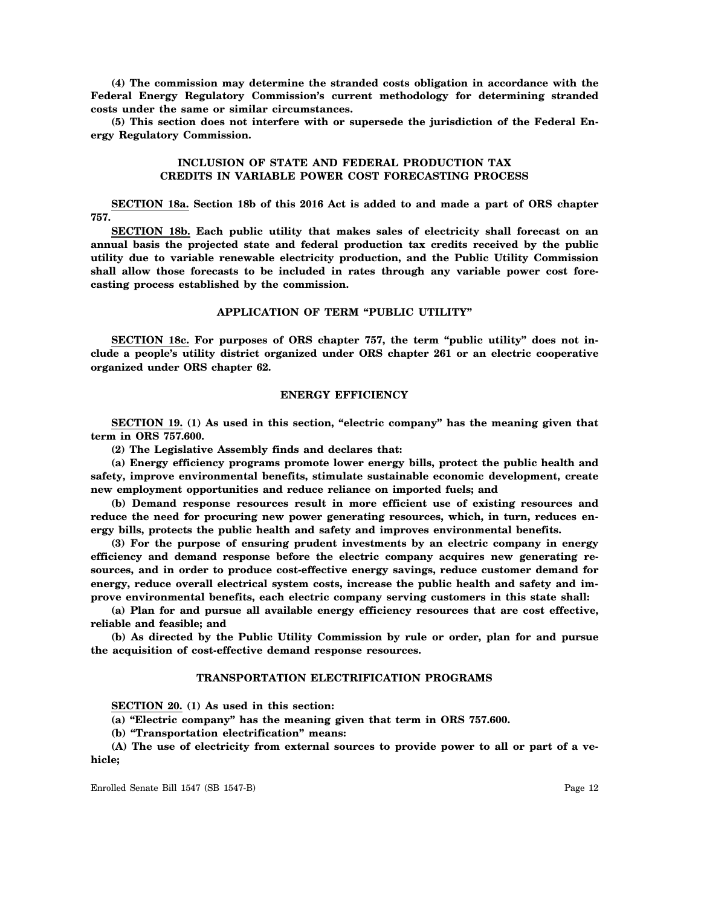**(4) The commission may determine the stranded costs obligation in accordance with the Federal Energy Regulatory Commission's current methodology for determining stranded costs under the same or similar circumstances.**

**(5) This section does not interfere with or supersede the jurisdiction of the Federal Energy Regulatory Commission.**

### INCLUSION OF STATE AND FEDERAL PRODUCTION TAX CREDITS IN VARIABLE POWER COST FORECASTING PROCESS

**SECTION 18a. Section 18b of this 2016 Act is added to and made a part of ORS chapter 757.**

**SECTION 18b. Each public utility that makes sales of electricity shall forecast on an annual basis the projected state and federal production tax credits received by the public utility due to variable renewable electricity production, and the Public Utility Commission shall allow those forecasts to be included in rates through any variable power cost forecasting process established by the commission.**

### APPLICATION OF TERM "PUBLIC UTILITY"

**SECTION 18c. For purposes of ORS chapter 757, the term "public utility" does not include a people's utility district organized under ORS chapter 261 or an electric cooperative organized under ORS chapter 62.**

### ENERGY EFFICIENCY

**SECTION 19. (1) As used in this section, "electric company" has the meaning given that term in ORS 757.600.**

**(2) The Legislative Assembly finds and declares that:**

**(a) Energy efficiency programs promote lower energy bills, protect the public health and safety, improve environmental benefits, stimulate sustainable economic development, create new employment opportunities and reduce reliance on imported fuels; and**

**(b) Demand response resources result in more efficient use of existing resources and reduce the need for procuring new power generating resources, which, in turn, reduces energy bills, protects the public health and safety and improves environmental benefits.**

**(3) For the purpose of ensuring prudent investments by an electric company in energy efficiency and demand response before the electric company acquires new generating resources, and in order to produce cost-effective energy savings, reduce customer demand for energy, reduce overall electrical system costs, increase the public health and safety and improve environmental benefits, each electric company serving customers in this state shall:**

**(a) Plan for and pursue all available energy efficiency resources that are cost effective, reliable and feasible; and**

**(b) As directed by the Public Utility Commission by rule or order, plan for and pursue the acquisition of cost-effective demand response resources.**

### TRANSPORTATION ELECTRIFICATION PROGRAMS

**SECTION 20. (1) As used in this section:**

**(a) "Electric company" has the meaning given that term in ORS 757.600.**

**(b) "Transportation electrification" means:**

**(A) The use of electricity from external sources to provide power to all or part of a vehicle;**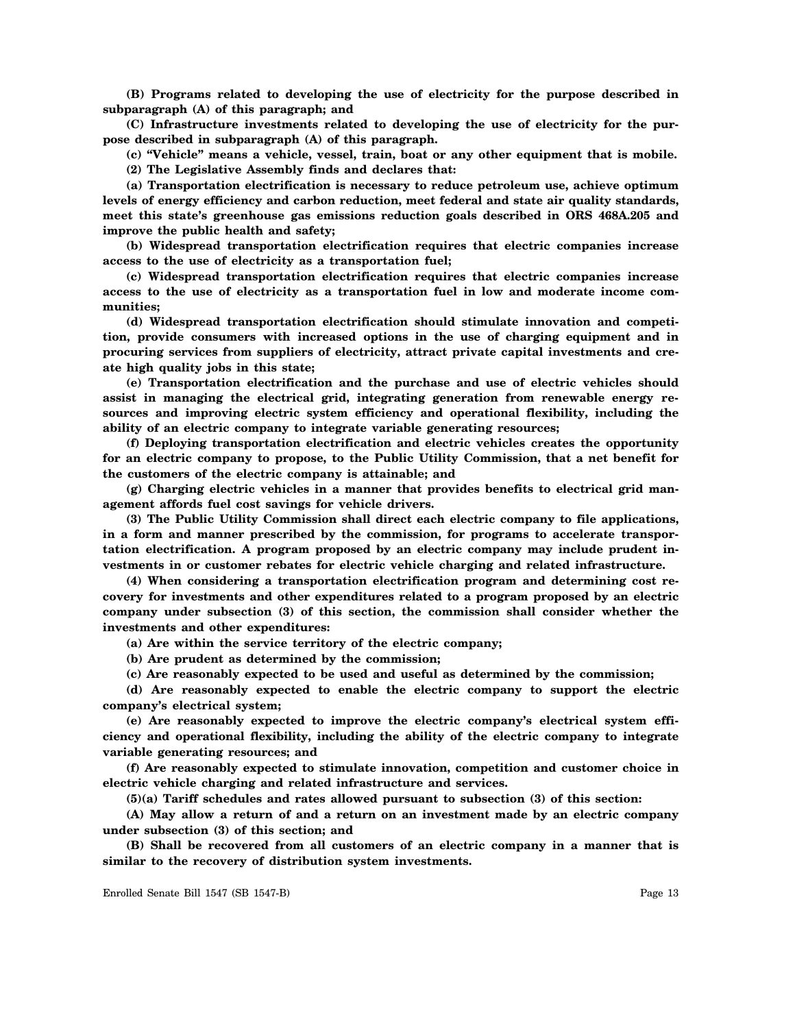**(B) Programs related to developing the use of electricity for the purpose described in subparagraph (A) of this paragraph; and**

**(C) Infrastructure investments related to developing the use of electricity for the purpose described in subparagraph (A) of this paragraph.**

**(c) "Vehicle" means a vehicle, vessel, train, boat or any other equipment that is mobile.**

**(2) The Legislative Assembly finds and declares that:**

**(a) Transportation electrification is necessary to reduce petroleum use, achieve optimum levels of energy efficiency and carbon reduction, meet federal and state air quality standards, meet this state's greenhouse gas emissions reduction goals described in ORS 468A.205 and improve the public health and safety;**

**(b) Widespread transportation electrification requires that electric companies increase access to the use of electricity as a transportation fuel;**

**(c) Widespread transportation electrification requires that electric companies increase access to the use of electricity as a transportation fuel in low and moderate income communities;**

**(d) Widespread transportation electrification should stimulate innovation and competition, provide consumers with increased options in the use of charging equipment and in procuring services from suppliers of electricity, attract private capital investments and create high quality jobs in this state;**

**(e) Transportation electrification and the purchase and use of electric vehicles should assist in managing the electrical grid, integrating generation from renewable energy resources and improving electric system efficiency and operational flexibility, including the ability of an electric company to integrate variable generating resources;**

**(f) Deploying transportation electrification and electric vehicles creates the opportunity for an electric company to propose, to the Public Utility Commission, that a net benefit for the customers of the electric company is attainable; and**

**(g) Charging electric vehicles in a manner that provides benefits to electrical grid management affords fuel cost savings for vehicle drivers.**

**(3) The Public Utility Commission shall direct each electric company to file applications, in a form and manner prescribed by the commission, for programs to accelerate transportation electrification. A program proposed by an electric company may include prudent investments in or customer rebates for electric vehicle charging and related infrastructure.**

**(4) When considering a transportation electrification program and determining cost recovery for investments and other expenditures related to a program proposed by an electric company under subsection (3) of this section, the commission shall consider whether the investments and other expenditures:**

**(a) Are within the service territory of the electric company;**

**(b) Are prudent as determined by the commission;**

**(c) Are reasonably expected to be used and useful as determined by the commission;**

**(d) Are reasonably expected to enable the electric company to support the electric company's electrical system;**

**(e) Are reasonably expected to improve the electric company's electrical system efficiency and operational flexibility, including the ability of the electric company to integrate variable generating resources; and**

**(f) Are reasonably expected to stimulate innovation, competition and customer choice in electric vehicle charging and related infrastructure and services.**

**(5)(a) Tariff schedules and rates allowed pursuant to subsection (3) of this section:**

**(A) May allow a return of and a return on an investment made by an electric company under subsection (3) of this section; and**

**(B) Shall be recovered from all customers of an electric company in a manner that is similar to the recovery of distribution system investments.**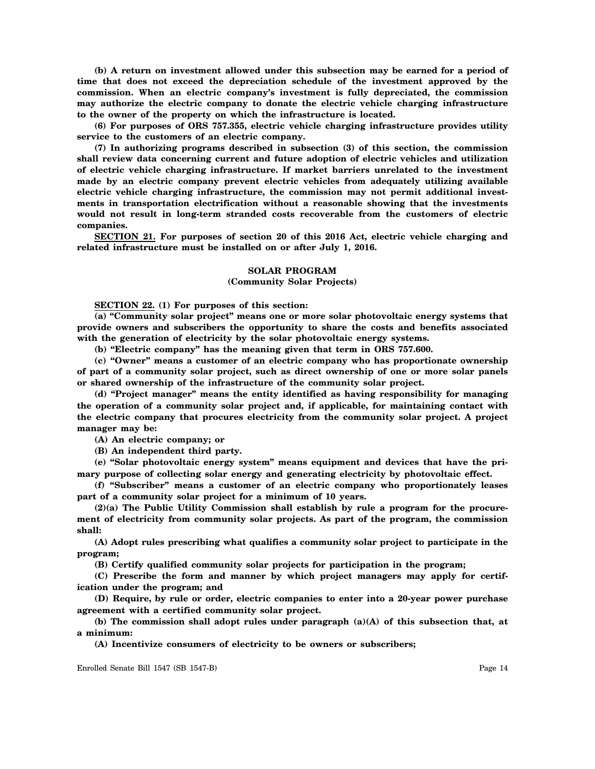**(b) A return on investment allowed under this subsection may be earned for a period of time that does not exceed the depreciation schedule of the investment approved by the commission. When an electric company's investment is fully depreciated, the commission may authorize the electric company to donate the electric vehicle charging infrastructure to the owner of the property on which the infrastructure is located.**

**(6) For purposes of ORS 757.355, electric vehicle charging infrastructure provides utility service to the customers of an electric company.**

**(7) In authorizing programs described in subsection (3) of this section, the commission shall review data concerning current and future adoption of electric vehicles and utilization of electric vehicle charging infrastructure. If market barriers unrelated to the investment made by an electric company prevent electric vehicles from adequately utilizing available electric vehicle charging infrastructure, the commission may not permit additional investments in transportation electrification without a reasonable showing that the investments would not result in long-term stranded costs recoverable from the customers of electric companies.**

**SECTION 21. For purposes of section 20 of this 2016 Act, electric vehicle charging and related infrastructure must be installed on or after July 1, 2016.**

**SOLAR PROGRAM**
**(Community Solar Projects)**

**SECTION 22. (1) For purposes of this section:**

**(a) "Community solar project" means one or more solar photovoltaic energy systems that provide owners and subscribers the opportunity to share the costs and benefits associated with the generation of electricity by the solar photovoltaic energy systems.**

**(b) "Electric company" has the meaning given that term in ORS 757.600.**

**(c) "Owner" means a customer of an electric company who has proportionate ownership of part of a community solar project, such as direct ownership of one or more solar panels or shared ownership of the infrastructure of the community solar project.**

**(d) "Project manager" means the entity identified as having responsibility for managing the operation of a community solar project and, if applicable, for maintaining contact with the electric company that procures electricity from the community solar project. A project manager may be:**

**(A) An electric company; or**

**(B) An independent third party.**

**(e) "Solar photovoltaic energy system" means equipment and devices that have the primary purpose of collecting solar energy and generating electricity by photovoltaic effect.**

**(f) "Subscriber" means a customer of an electric company who proportionately leases part of a community solar project for a minimum of 10 years.**

**(2)(a) The Public Utility Commission shall establish by rule a program for the procurement of electricity from community solar projects. As part of the program, the commission shall:**

**(A) Adopt rules prescribing what qualifies a community solar project to participate in the program;**

**(B) Certify qualified community solar projects for participation in the program;**

**(C) Prescribe the form and manner by which project managers may apply for certification under the program; and**

**(D) Require, by rule or order, electric companies to enter into a 20-year power purchase agreement with a certified community solar project.**

**(b) The commission shall adopt rules under paragraph (a)(A) of this subsection that, at a minimum:**

**(A) Incentivize consumers of electricity to be owners or subscribers;**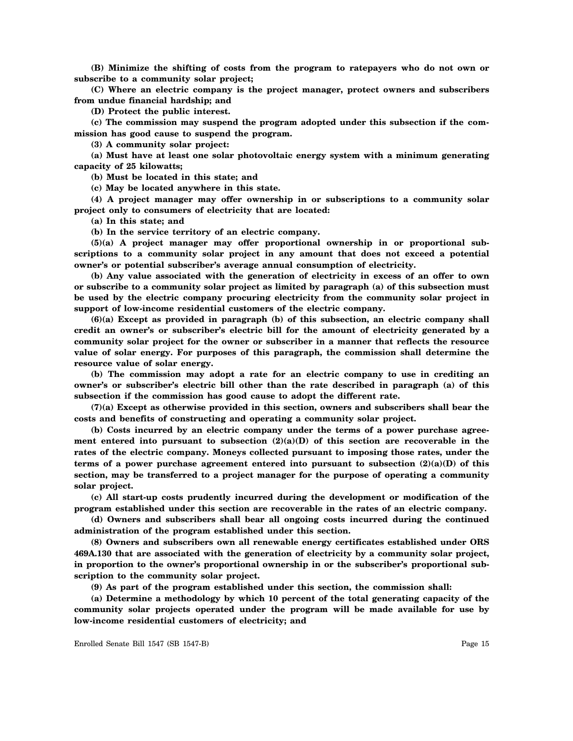**(B) Minimize the shifting of costs from the program to ratepayers who do not own or subscribe to a community solar project;**

**(C) Where an electric company is the project manager, protect owners and subscribers from undue financial hardship; and**

**(D) Protect the public interest.**

**(c) The commission may suspend the program adopted under this subsection if the commission has good cause to suspend the program.**

**(3) A community solar project:**

**(a) Must have at least one solar photovoltaic energy system with a minimum generating capacity of 25 kilowatts;**

**(b) Must be located in this state; and**

**(c) May be located anywhere in this state.**

**(4) A project manager may offer ownership in or subscriptions to a community solar project only to consumers of electricity that are located:**

**(a) In this state; and**

**(b) In the service territory of an electric company.**

**(5)(a) A project manager may offer proportional ownership in or proportional subscriptions to a community solar project in any amount that does not exceed a potential owner's or potential subscriber's average annual consumption of electricity.**

**(b) Any value associated with the generation of electricity in excess of an offer to own or subscribe to a community solar project as limited by paragraph (a) of this subsection must be used by the electric company procuring electricity from the community solar project in support of low-income residential customers of the electric company.**

**(6)(a) Except as provided in paragraph (b) of this subsection, an electric company shall credit an owner's or subscriber's electric bill for the amount of electricity generated by a community solar project for the owner or subscriber in a manner that reflects the resource value of solar energy. For purposes of this paragraph, the commission shall determine the resource value of solar energy.**

**(b) The commission may adopt a rate for an electric company to use in crediting an owner's or subscriber's electric bill other than the rate described in paragraph (a) of this subsection if the commission has good cause to adopt the different rate.**

**(7)(a) Except as otherwise provided in this section, owners and subscribers shall bear the costs and benefits of constructing and operating a community solar project.**

**(b) Costs incurred by an electric company under the terms of a power purchase agreement entered into pursuant to subsection (2)(a)(D) of this section are recoverable in the rates of the electric company. Moneys collected pursuant to imposing those rates, under the terms of a power purchase agreement entered into pursuant to subsection (2)(a)(D) of this section, may be transferred to a project manager for the purpose of operating a community solar project.**

**(c) All start-up costs prudently incurred during the development or modification of the program established under this section are recoverable in the rates of an electric company.**

**(d) Owners and subscribers shall bear all ongoing costs incurred during the continued administration of the program established under this section.**

**(8) Owners and subscribers own all renewable energy certificates established under ORS 469A.130 that are associated with the generation of electricity by a community solar project, in proportion to the owner's proportional ownership in or the subscriber's proportional subscription to the community solar project.**

**(9) As part of the program established under this section, the commission shall:**

**(a) Determine a methodology by which 10 percent of the total generating capacity of the community solar projects operated under the program will be made available for use by low-income residential customers of electricity; and**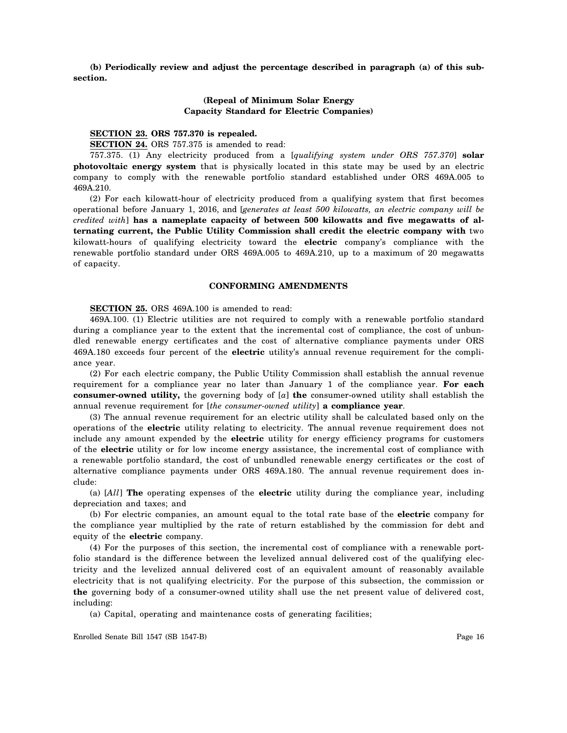**(b) Periodically review and adjust the percentage described in paragraph (a) of this subsection.**

**(Repeal of Minimum Solar Energy Capacity Standard for Electric Companies)**

**SECTION 23. ORS 757.370 is repealed.**

**SECTION 24.** ORS 757.375 is amended to read:

757.375. (1) Any electricity produced from a [*qualifying system under ORS 757.370*] **solar photovoltaic energy system** that is physically located in this state may be used by an electric company to comply with the renewable portfolio standard established under ORS 469A.005 to 469A.210.

(2) For each kilowatt-hour of electricity produced from a qualifying system that first becomes operational before January 1, 2016, and [*generates at least 500 kilowatts, an electric company will be credited with*] **has a nameplate capacity of between 500 kilowatts and five megawatts of alternating current, the Public Utility Commission shall credit the electric company with** two kilowatt-hours of qualifying electricity toward the **electric** company's compliance with the renewable portfolio standard under ORS 469A.005 to 469A.210, up to a maximum of 20 megawatts of capacity.

**CONFORMING AMENDMENTS**

**SECTION 25.** ORS 469A.100 is amended to read:

469A.100. (1) Electric utilities are not required to comply with a renewable portfolio standard during a compliance year to the extent that the incremental cost of compliance, the cost of unbundled renewable energy certificates and the cost of alternative compliance payments under ORS 469A.180 exceeds four percent of the **electric** utility's annual revenue requirement for the compliance year.

(2) For each electric company, the Public Utility Commission shall establish the annual revenue requirement for a compliance year no later than January 1 of the compliance year. **For each consumer-owned utility,** the governing body of [*a*] **the** consumer-owned utility shall establish the annual revenue requirement for [*the consumer-owned utility*] **a compliance year**.

(3) The annual revenue requirement for an electric utility shall be calculated based only on the operations of the **electric** utility relating to electricity. The annual revenue requirement does not include any amount expended by the **electric** utility for energy efficiency programs for customers of the **electric** utility or for low income energy assistance, the incremental cost of compliance with a renewable portfolio standard, the cost of unbundled renewable energy certificates or the cost of alternative compliance payments under ORS 469A.180. The annual revenue requirement does include:

(a) [*All*] **The** operating expenses of the **electric** utility during the compliance year, including depreciation and taxes; and

(b) For electric companies, an amount equal to the total rate base of the **electric** company for the compliance year multiplied by the rate of return established by the commission for debt and equity of the **electric** company.

(4) For the purposes of this section, the incremental cost of compliance with a renewable portfolio standard is the difference between the levelized annual delivered cost of the qualifying electricity and the levelized annual delivered cost of an equivalent amount of reasonably available electricity that is not qualifying electricity. For the purpose of this subsection, the commission or **the** governing body of a consumer-owned utility shall use the net present value of delivered cost, including:

(a) Capital, operating and maintenance costs of generating facilities;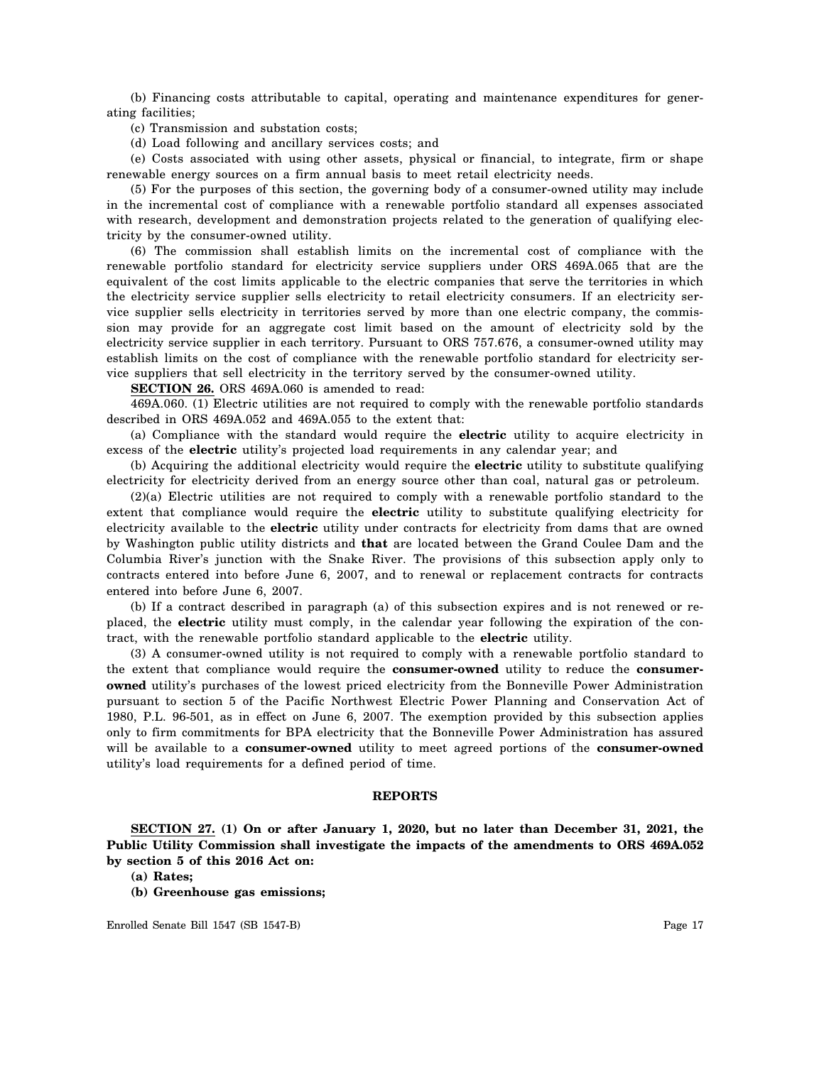(b) Financing costs attributable to capital, operating and maintenance expenditures for generating facilities;

(c) Transmission and substation costs;

(d) Load following and ancillary services costs; and

(e) Costs associated with using other assets, physical or financial, to integrate, firm or shape renewable energy sources on a firm annual basis to meet retail electricity needs.

(5) For the purposes of this section, the governing body of a consumer-owned utility may include in the incremental cost of compliance with a renewable portfolio standard all expenses associated with research, development and demonstration projects related to the generation of qualifying electricity by the consumer-owned utility.

(6) The commission shall establish limits on the incremental cost of compliance with the renewable portfolio standard for electricity service suppliers under ORS 469A.065 that are the equivalent of the cost limits applicable to the electric companies that serve the territories in which the electricity service supplier sells electricity to retail electricity consumers. If an electricity service supplier sells electricity in territories served by more than one electric company, the commission may provide for an aggregate cost limit based on the amount of electricity sold by the electricity service supplier in each territory. Pursuant to ORS 757.676, a consumer-owned utility may establish limits on the cost of compliance with the renewable portfolio standard for electricity service suppliers that sell electricity in the territory served by the consumer-owned utility.

**SECTION 26.** ORS 469A.060 is amended to read:

469A.060. (1) Electric utilities are not required to comply with the renewable portfolio standards described in ORS 469A.052 and 469A.055 to the extent that:

(a) Compliance with the standard would require the **electric** utility to acquire electricity in excess of the **electric** utility's projected load requirements in any calendar year; and

(b) Acquiring the additional electricity would require the **electric** utility to substitute qualifying electricity for electricity derived from an energy source other than coal, natural gas or petroleum.

(2)(a) Electric utilities are not required to comply with a renewable portfolio standard to the extent that compliance would require the **electric** utility to substitute qualifying electricity for electricity available to the **electric** utility under contracts for electricity from dams that are owned by Washington public utility districts and **that** are located between the Grand Coulee Dam and the Columbia River's junction with the Snake River. The provisions of this subsection apply only to contracts entered into before June 6, 2007, and to renewal or replacement contracts for contracts entered into before June 6, 2007.

(b) If a contract described in paragraph (a) of this subsection expires and is not renewed or replaced, the **electric** utility must comply, in the calendar year following the expiration of the contract, with the renewable portfolio standard applicable to the **electric** utility.

(3) A consumer-owned utility is not required to comply with a renewable portfolio standard to the extent that compliance would require the **consumer-owned** utility to reduce the **consumer-owned** utility's purchases of the lowest priced electricity from the Bonneville Power Administration pursuant to section 5 of the Pacific Northwest Electric Power Planning and Conservation Act of 1980, P.L. 96-501, as in effect on June 6, 2007. The exemption provided by this subsection applies only to firm commitments for BPA electricity that the Bonneville Power Administration has assured will be available to a **consumer-owned** utility to meet agreed portions of the **consumer-owned** utility's load requirements for a defined period of time.

## REPORTS

**SECTION 27. (1) On or after January 1, 2020, but no later than December 31, 2021, the Public Utility Commission shall investigate the impacts of the amendments to ORS 469A.052 by section 5 of this 2016 Act on:**

**(a) Rates;**

**(b) Greenhouse gas emissions;**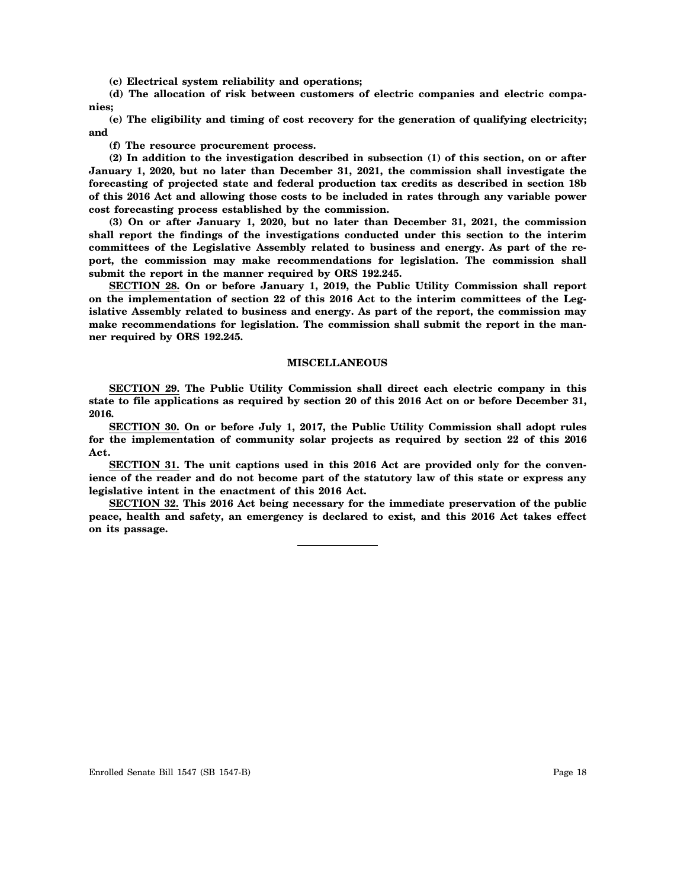**(c) Electrical system reliability and operations;**

**(d) The allocation of risk between customers of electric companies and electric companies;**

**(e) The eligibility and timing of cost recovery for the generation of qualifying electricity; and**

**(f) The resource procurement process.**

**(2) In addition to the investigation described in subsection (1) of this section, on or after January 1, 2020, but no later than December 31, 2021, the commission shall investigate the forecasting of projected state and federal production tax credits as described in section 18b of this 2016 Act and allowing those costs to be included in rates through any variable power cost forecasting process established by the commission.**

**(3) On or after January 1, 2020, but no later than December 31, 2021, the commission shall report the findings of the investigations conducted under this section to the interim committees of the Legislative Assembly related to business and energy. As part of the report, the commission may make recommendations for legislation. The commission shall submit the report in the manner required by ORS 192.245.**

**SECTION 28. On or before January 1, 2019, the Public Utility Commission shall report on the implementation of section 22 of this 2016 Act to the interim committees of the Legislative Assembly related to business and energy. As part of the report, the commission may make recommendations for legislation. The commission shall submit the report in the manner required by ORS 192.245.**

**MISCELLANEOUS**

**SECTION 29. The Public Utility Commission shall direct each electric company in this state to file applications as required by section 20 of this 2016 Act on or before December 31, 2016.**

**SECTION 30. On or before July 1, 2017, the Public Utility Commission shall adopt rules for the implementation of community solar projects as required by section 22 of this 2016 Act.**

**SECTION 31. The unit captions used in this 2016 Act are provided only for the convenience of the reader and do not become part of the statutory law of this state or express any legislative intent in the enactment of this 2016 Act.**

**SECTION 32. This 2016 Act being necessary for the immediate preservation of the public peace, health and safety, an emergency is declared to exist, and this 2016 Act takes effect on its passage.**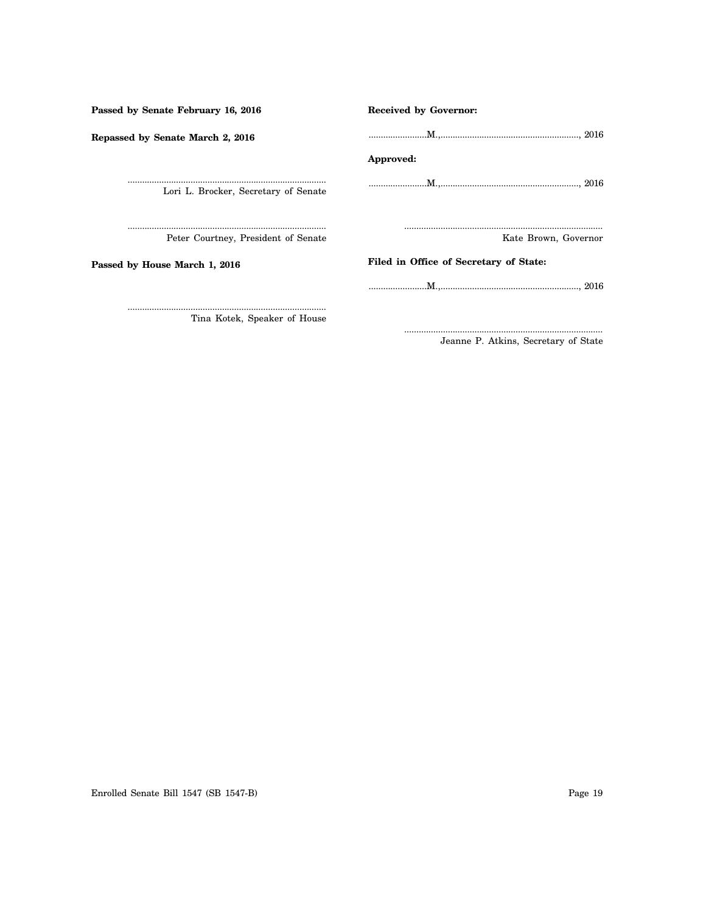**Passed by Senate February 16, 2016**

**Repassed by Senate March 2, 2016**

..................................................................................
Lori L. Brocker, Secretary of Senate

..................................................................................
Peter Courtney, President of Senate

**Passed by House March 1, 2016**

..................................................................................
Tina Kotek, Speaker of House

**Received by Governor:**

........................M.,........................................................., 2016

**Approved:**

........................M.,........................................................., 2016

..................................................................................
Kate Brown, Governor

**Filed in Office of Secretary of State:**

........................M.,........................................................., 2016

..................................................................................
Jeanne P. Atkins, Secretary of State